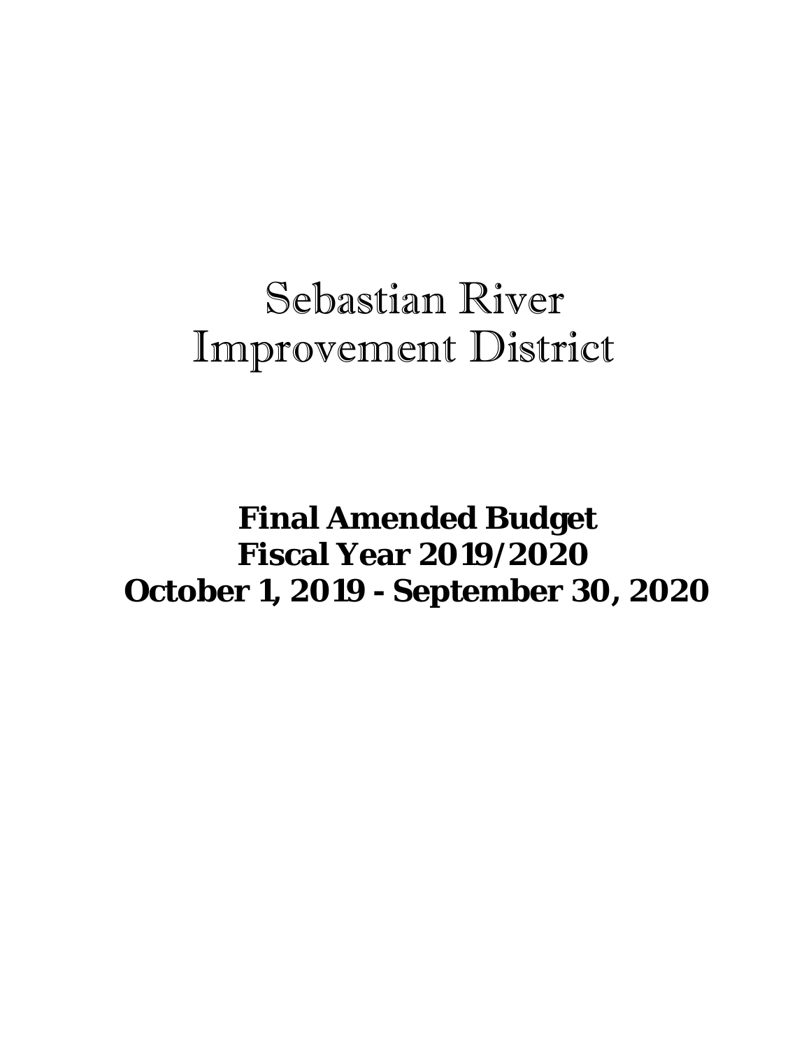# Sebastian River Improvement District

## Final Amended Budget
## Fiscal Year 2019/2020
## October 1, 2019 - September 30, 2020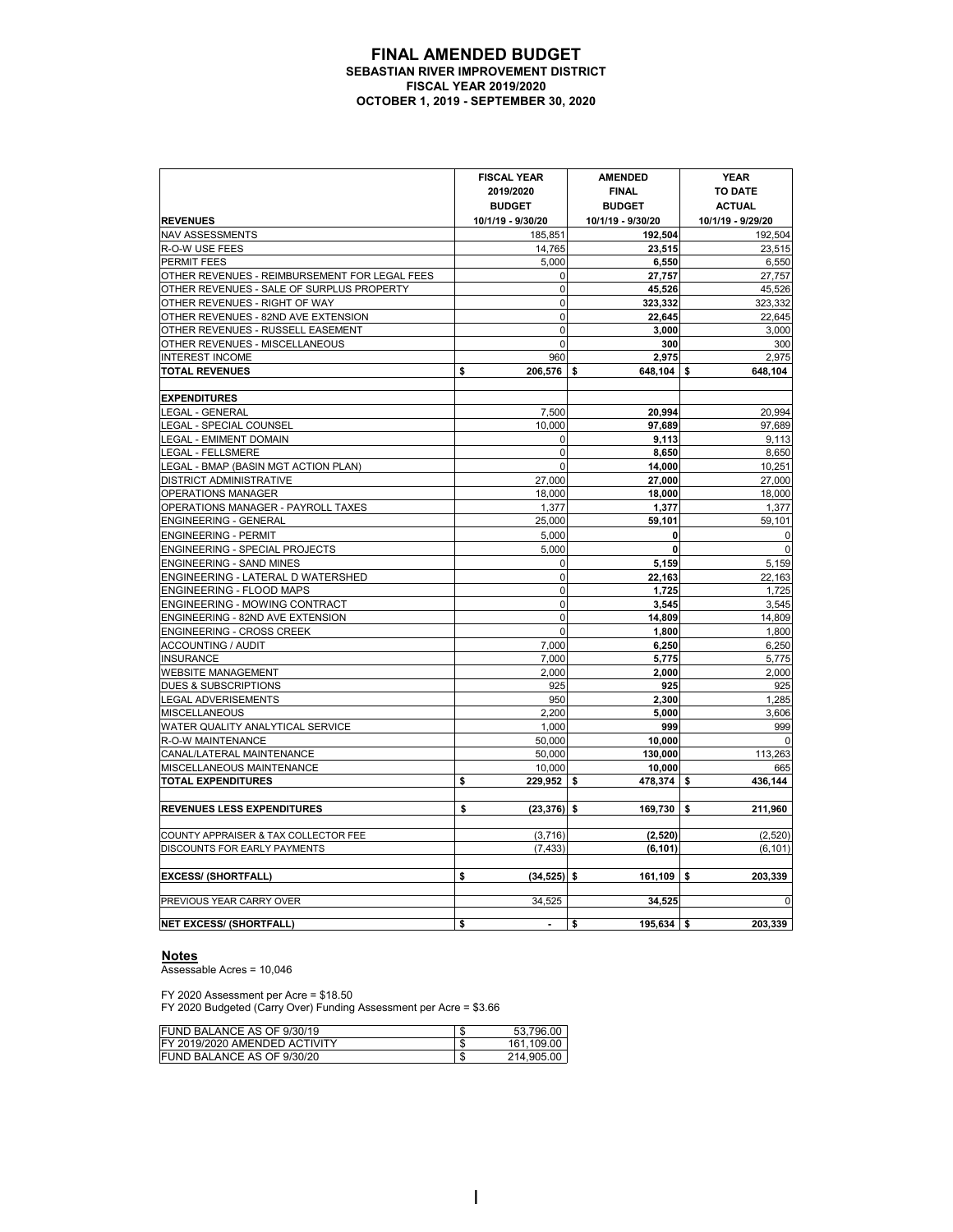# FINAL AMENDED BUDGET

**SEBASTIAN RIVER IMPROVEMENT DISTRICT**
**FISCAL YEAR 2019/2020**
**OCTOBER 1, 2019 - SEPTEMBER 30, 2020**

| | FISCAL YEAR 2019/2020 BUDGET 10/1/19 - 9/30/20 | AMENDED FINAL BUDGET 10/1/19 - 9/30/20 | YEAR TO DATE ACTUAL 10/1/19 - 9/29/20 |
|---|---|---|---|
| **REVENUES** | | | |
| NAV ASSESSMENTS | 185,851 | **192,504** | 192,504 |
| R-O-W USE FEES | 14,765 | **23,515** | 23,515 |
| PERMIT FEES | 5,000 | **6,550** | 6,550 |
| OTHER REVENUES - REIMBURSEMENT FOR LEGAL FEES | 0 | **27,757** | 27,757 |
| OTHER REVENUES - SALE OF SURPLUS PROPERTY | 0 | **45,526** | 45,526 |
| OTHER REVENUES - RIGHT OF WAY | 0 | **323,332** | 323,332 |
| OTHER REVENUES - 82ND AVE EXTENSION | 0 | **22,645** | 22,645 |
| OTHER REVENUES - RUSSELL EASEMENT | 0 | **3,000** | 3,000 |
| OTHER REVENUES - MISCELLANEOUS | 0 | **300** | 300 |
| INTEREST INCOME | 960 | **2,975** | 2,975 |
| **TOTAL REVENUES** | **$ 206,576** | **$ 648,104** | **$ 648,104** |
| | | | |
| **EXPENDITURES** | | | |
| LEGAL - GENERAL | 7,500 | **20,994** | 20,994 |
| LEGAL - SPECIAL COUNSEL | 10,000 | **97,689** | 97,689 |
| LEGAL - EMIMENT DOMAIN | 0 | **9,113** | 9,113 |
| LEGAL - FELLSMERE | 0 | **8,650** | 8,650 |
| LEGAL - BMAP (BASIN MGT ACTION PLAN) | 0 | **14,000** | 10,251 |
| DISTRICT ADMINISTRATIVE | 27,000 | **27,000** | 27,000 |
| OPERATIONS MANAGER | 18,000 | **18,000** | 18,000 |
| OPERATIONS MANAGER - PAYROLL TAXES | 1,377 | **1,377** | 1,377 |
| ENGINEERING - GENERAL | 25,000 | **59,101** | 59,101 |
| ENGINEERING - PERMIT | 5,000 | **0** | 0 |
| ENGINEERING - SPECIAL PROJECTS | 5,000 | **0** | 0 |
| ENGINEERING - SAND MINES | 0 | **5,159** | 5,159 |
| ENGINEERING - LATERAL D WATERSHED | 0 | **22,163** | 22,163 |
| ENGINEERING - FLOOD MAPS | 0 | **1,725** | 1,725 |
| ENGINEERING - MOWING CONTRACT | 0 | **3,545** | 3,545 |
| ENGINEERING - 82ND AVE EXTENSION | 0 | **14,809** | 14,809 |
| ENGINEERING - CROSS CREEK | 0 | **1,800** | 1,800 |
| ACCOUNTING / AUDIT | 7,000 | **6,250** | 6,250 |
| INSURANCE | 7,000 | **5,775** | 5,775 |
| WEBSITE MANAGEMENT | 2,000 | **2,000** | 2,000 |
| DUES & SUBSCRIPTIONS | 925 | **925** | 925 |
| LEGAL ADVERISEMENTS | 950 | **2,300** | 1,285 |
| MISCELLANEOUS | 2,200 | **5,000** | 3,606 |
| WATER QUALITY ANALYTICAL SERVICE | 1,000 | **999** | 999 |
| R-O-W MAINTENANCE | 50,000 | **10,000** | 0 |
| CANAL/LATERAL MAINTENANCE | 50,000 | **130,000** | 113,263 |
| MISCELLANEOUS MAINTENANCE | 10,000 | **10,000** | 665 |
| **TOTAL EXPENDITURES** | **$ 229,952** | **$ 478,374** | **$ 436,144** |
| | | | |
| **REVENUES LESS EXPENDITURES** | **$ (23,376)** | **$ 169,730** | **$ 211,960** |
| | | | |
| COUNTY APPRAISER & TAX COLLECTOR FEE | (3,716) | **(2,520)** | (2,520) |
| DISCOUNTS FOR EARLY PAYMENTS | (7,433) | **(6,101)** | (6,101) |
| | | | |
| **EXCESS/ (SHORTFALL)** | **$ (34,525)** | **$ 161,109** | **$ 203,339** |
| | | | |
| PREVIOUS YEAR CARRY OVER | 34,525 | **34,525** | 0 |
| | | | |
| **NET EXCESS/ (SHORTFALL)** | **$ -** | **$ 195,634** | **$ 203,339** |

**Notes**

Assessable Acres = 10,046

FY 2020 Assessment per Acre = $18.50
FY 2020 Budgeted (Carry Over) Funding Assessment per Acre = $3.66

| | |
|---|---|
| FUND BALANCE AS OF 9/30/19 | $ 53,796.00 |
| FY 2019/2020 AMENDED ACTIVITY | $ 161,109.00 |
| FUND BALANCE AS OF 9/30/20 | $ 214,905.00 |